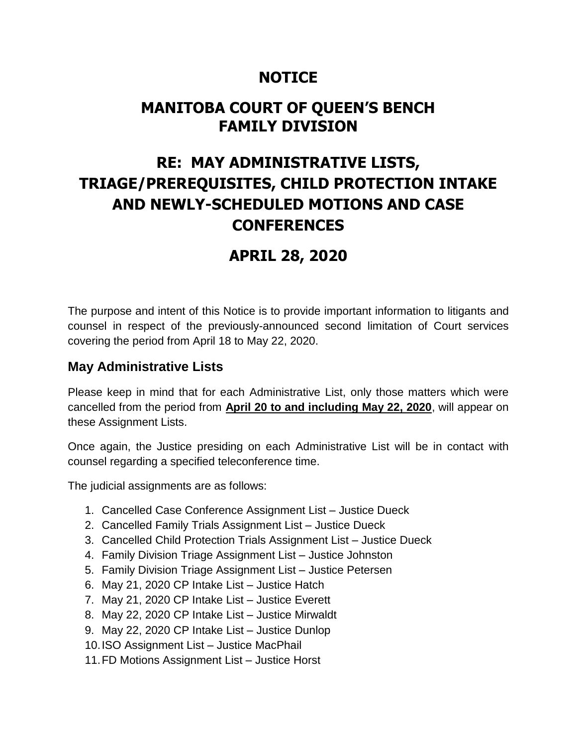# NOTICE

# MANITOBA COURT OF QUEEN'S BENCH FAMILY DIVISION

# RE: MAY ADMINISTRATIVE LISTS, TRIAGE/PREREQUISITES, CHILD PROTECTION INTAKE AND NEWLY-SCHEDULED MOTIONS AND CASE CONFERENCES

# APRIL 28, 2020

The purpose and intent of this Notice is to provide important information to litigants and counsel in respect of the previously-announced second limitation of Court services covering the period from April 18 to May 22, 2020.

## May Administrative Lists

Please keep in mind that for each Administrative List, only those matters which were cancelled from the period from **April 20 to and including May 22, 2020**, will appear on these Assignment Lists.

Once again, the Justice presiding on each Administrative List will be in contact with counsel regarding a specified teleconference time.

The judicial assignments are as follows:

1. Cancelled Case Conference Assignment List – Justice Dueck
2. Cancelled Family Trials Assignment List – Justice Dueck
3. Cancelled Child Protection Trials Assignment List – Justice Dueck
4. Family Division Triage Assignment List – Justice Johnston
5. Family Division Triage Assignment List – Justice Petersen
6. May 21, 2020 CP Intake List – Justice Hatch
7. May 21, 2020 CP Intake List – Justice Everett
8. May 22, 2020 CP Intake List – Justice Mirwaldt
9. May 22, 2020 CP Intake List – Justice Dunlop
10. ISO Assignment List – Justice MacPhail
11. FD Motions Assignment List – Justice Horst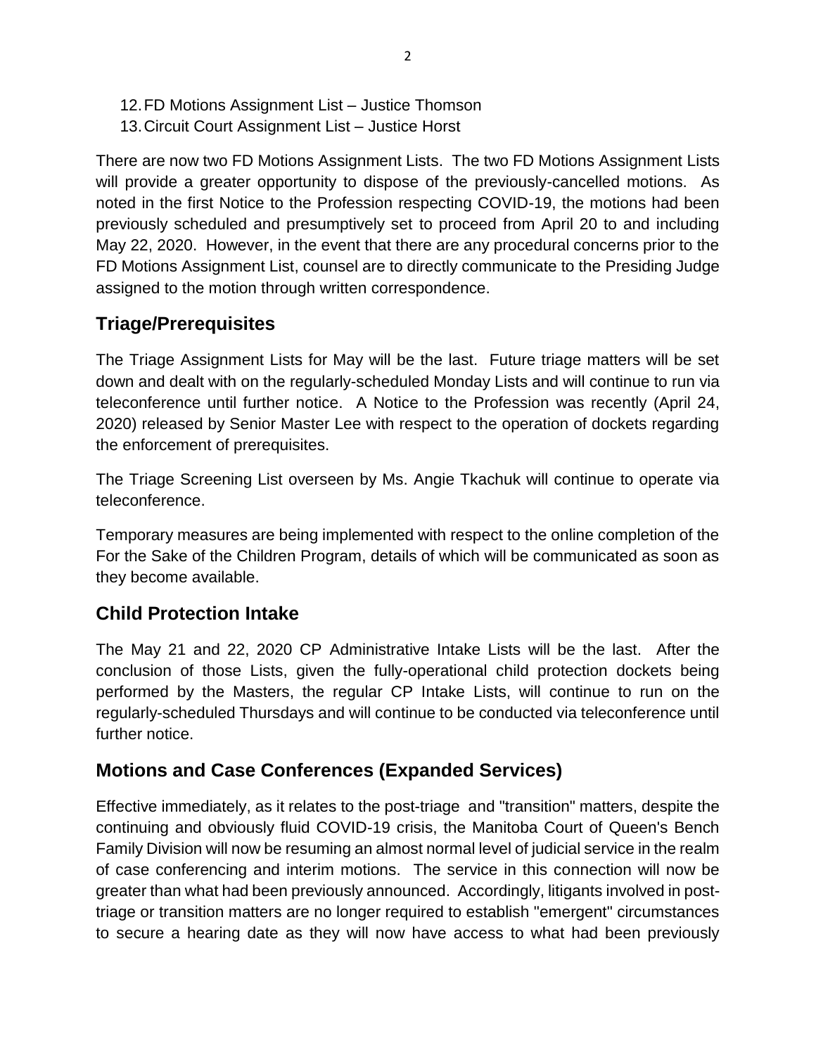12. FD Motions Assignment List – Justice Thomson
13. Circuit Court Assignment List – Justice Horst

There are now two FD Motions Assignment Lists. The two FD Motions Assignment Lists will provide a greater opportunity to dispose of the previously-cancelled motions. As noted in the first Notice to the Profession respecting COVID-19, the motions had been previously scheduled and presumptively set to proceed from April 20 to and including May 22, 2020. However, in the event that there are any procedural concerns prior to the FD Motions Assignment List, counsel are to directly communicate to the Presiding Judge assigned to the motion through written correspondence.

## Triage/Prerequisites

The Triage Assignment Lists for May will be the last. Future triage matters will be set down and dealt with on the regularly-scheduled Monday Lists and will continue to run via teleconference until further notice. A Notice to the Profession was recently (April 24, 2020) released by Senior Master Lee with respect to the operation of dockets regarding the enforcement of prerequisites.

The Triage Screening List overseen by Ms. Angie Tkachuk will continue to operate via teleconference.

Temporary measures are being implemented with respect to the online completion of the For the Sake of the Children Program, details of which will be communicated as soon as they become available.

## Child Protection Intake

The May 21 and 22, 2020 CP Administrative Intake Lists will be the last. After the conclusion of those Lists, given the fully-operational child protection dockets being performed by the Masters, the regular CP Intake Lists, will continue to run on the regularly-scheduled Thursdays and will continue to be conducted via teleconference until further notice.

## Motions and Case Conferences (Expanded Services)

Effective immediately, as it relates to the post-triage and "transition" matters, despite the continuing and obviously fluid COVID-19 crisis, the Manitoba Court of Queen's Bench Family Division will now be resuming an almost normal level of judicial service in the realm of case conferencing and interim motions. The service in this connection will now be greater than what had been previously announced. Accordingly, litigants involved in post-triage or transition matters are no longer required to establish "emergent" circumstances to secure a hearing date as they will now have access to what had been previously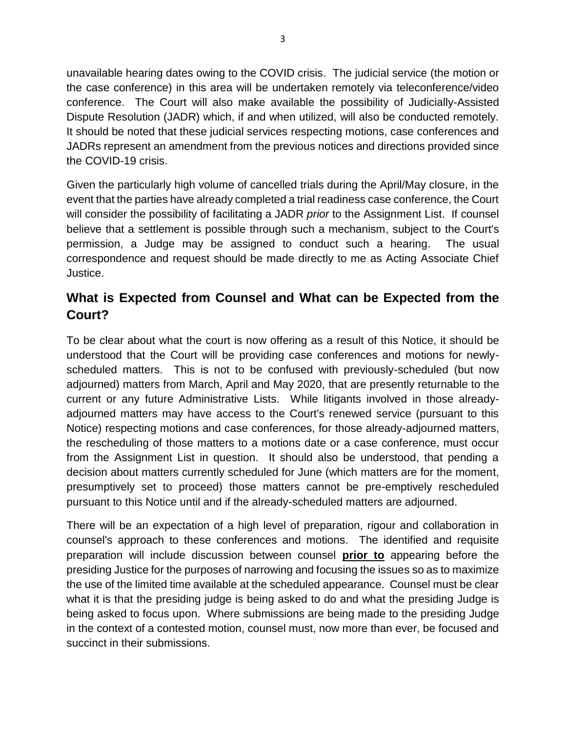unavailable hearing dates owing to the COVID crisis. The judicial service (the motion or the case conference) in this area will be undertaken remotely via teleconference/video conference. The Court will also make available the possibility of Judicially-Assisted Dispute Resolution (JADR) which, if and when utilized, will also be conducted remotely. It should be noted that these judicial services respecting motions, case conferences and JADRs represent an amendment from the previous notices and directions provided since the COVID-19 crisis.

Given the particularly high volume of cancelled trials during the April/May closure, in the event that the parties have already completed a trial readiness case conference, the Court will consider the possibility of facilitating a JADR *prior* to the Assignment List. If counsel believe that a settlement is possible through such a mechanism, subject to the Court's permission, a Judge may be assigned to conduct such a hearing. The usual correspondence and request should be made directly to me as Acting Associate Chief Justice.

## What is Expected from Counsel and What can be Expected from the Court?

To be clear about what the court is now offering as a result of this Notice, it should be understood that the Court will be providing case conferences and motions for newly-scheduled matters. This is not to be confused with previously-scheduled (but now adjourned) matters from March, April and May 2020, that are presently returnable to the current or any future Administrative Lists. While litigants involved in those already-adjourned matters may have access to the Court's renewed service (pursuant to this Notice) respecting motions and case conferences, for those already-adjourned matters, the rescheduling of those matters to a motions date or a case conference, must occur from the Assignment List in question. It should also be understood, that pending a decision about matters currently scheduled for June (which matters are for the moment, presumptively set to proceed) those matters cannot be pre-emptively rescheduled pursuant to this Notice until and if the already-scheduled matters are adjourned.

There will be an expectation of a high level of preparation, rigour and collaboration in counsel's approach to these conferences and motions. The identified and requisite preparation will include discussion between counsel **prior to** appearing before the presiding Justice for the purposes of narrowing and focusing the issues so as to maximize the use of the limited time available at the scheduled appearance. Counsel must be clear what it is that the presiding judge is being asked to do and what the presiding Judge is being asked to focus upon. Where submissions are being made to the presiding Judge in the context of a contested motion, counsel must, now more than ever, be focused and succinct in their submissions.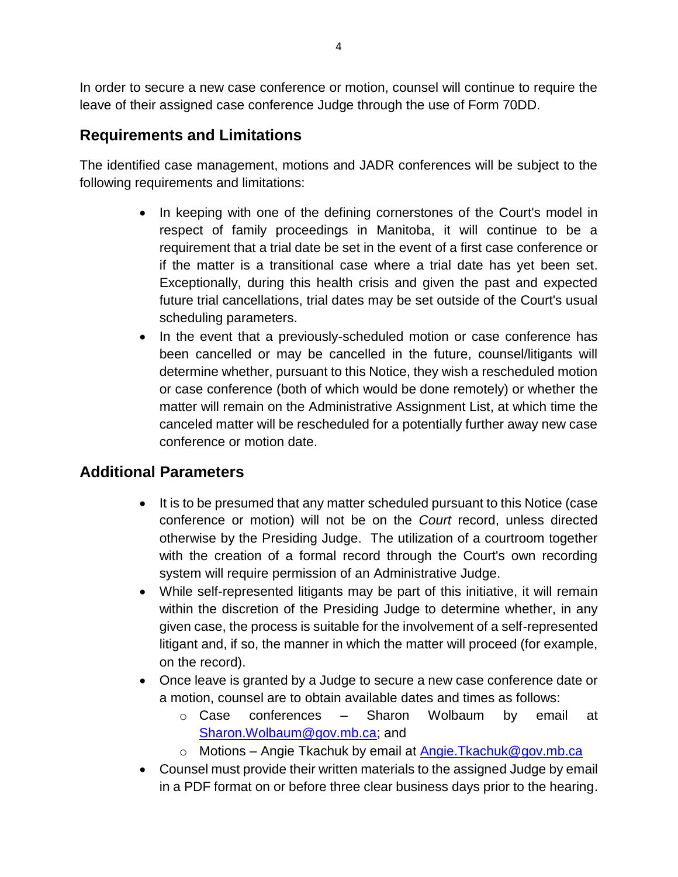In order to secure a new case conference or motion, counsel will continue to require the leave of their assigned case conference Judge through the use of Form 70DD.

## Requirements and Limitations

The identified case management, motions and JADR conferences will be subject to the following requirements and limitations:

- In keeping with one of the defining cornerstones of the Court's model in respect of family proceedings in Manitoba, it will continue to be a requirement that a trial date be set in the event of a first case conference or if the matter is a transitional case where a trial date has yet been set. Exceptionally, during this health crisis and given the past and expected future trial cancellations, trial dates may be set outside of the Court's usual scheduling parameters.
- In the event that a previously-scheduled motion or case conference has been cancelled or may be cancelled in the future, counsel/litigants will determine whether, pursuant to this Notice, they wish a rescheduled motion or case conference (both of which would be done remotely) or whether the matter will remain on the Administrative Assignment List, at which time the canceled matter will be rescheduled for a potentially further away new case conference or motion date.

## Additional Parameters

- It is to be presumed that any matter scheduled pursuant to this Notice (case conference or motion) will not be on the *Court* record, unless directed otherwise by the Presiding Judge. The utilization of a courtroom together with the creation of a formal record through the Court's own recording system will require permission of an Administrative Judge.
- While self-represented litigants may be part of this initiative, it will remain within the discretion of the Presiding Judge to determine whether, in any given case, the process is suitable for the involvement of a self-represented litigant and, if so, the manner in which the matter will proceed (for example, on the record).
- Once leave is granted by a Judge to secure a new case conference date or a motion, counsel are to obtain available dates and times as follows:
  - Case conferences – Sharon Wolbaum by email at Sharon.Wolbaum@gov.mb.ca; and
  - Motions – Angie Tkachuk by email at Angie.Tkachuk@gov.mb.ca
- Counsel must provide their written materials to the assigned Judge by email in a PDF format on or before three clear business days prior to the hearing.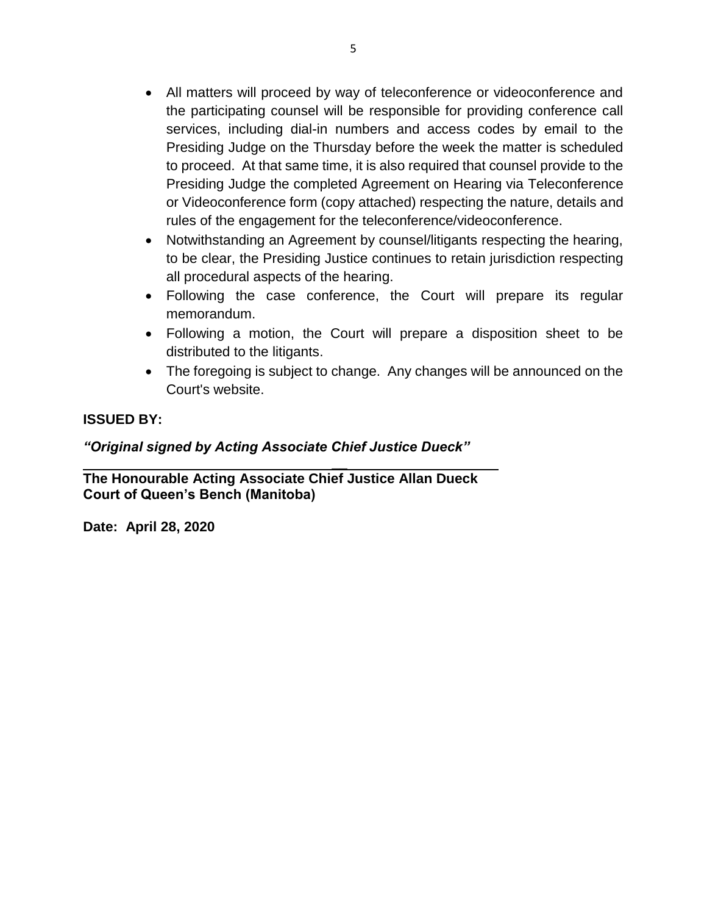- All matters will proceed by way of teleconference or videoconference and the participating counsel will be responsible for providing conference call services, including dial-in numbers and access codes by email to the Presiding Judge on the Thursday before the week the matter is scheduled to proceed. At that same time, it is also required that counsel provide to the Presiding Judge the completed Agreement on Hearing via Teleconference or Videoconference form (copy attached) respecting the nature, details and rules of the engagement for the teleconference/videoconference.
- Notwithstanding an Agreement by counsel/litigants respecting the hearing, to be clear, the Presiding Justice continues to retain jurisdiction respecting all procedural aspects of the hearing.
- Following the case conference, the Court will prepare its regular memorandum.
- Following a motion, the Court will prepare a disposition sheet to be distributed to the litigants.
- The foregoing is subject to change. Any changes will be announced on the Court's website.

**ISSUED BY:**

***"Original signed by Acting Associate Chief Justice Dueck"***

**The Honourable Acting Associate Chief Justice Allan Dueck**
**Court of Queen's Bench (Manitoba)**

**Date: April 28, 2020**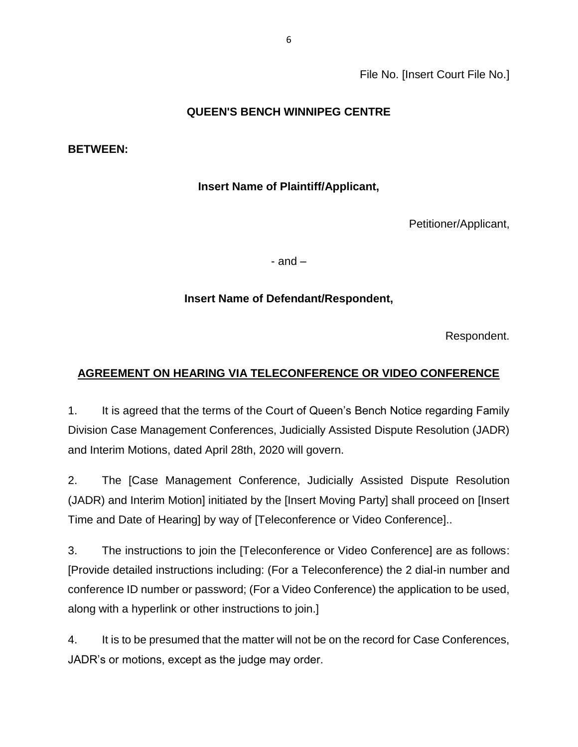File No. [Insert Court File No.]

**QUEEN'S BENCH WINNIPEG CENTRE**

**BETWEEN:**

**Insert Name of Plaintiff/Applicant,**

Petitioner/Applicant,

- and –

**Insert Name of Defendant/Respondent,**

Respondent.

**AGREEMENT ON HEARING VIA TELECONFERENCE OR VIDEO CONFERENCE**

1. It is agreed that the terms of the Court of Queen's Bench Notice regarding Family Division Case Management Conferences, Judicially Assisted Dispute Resolution (JADR) and Interim Motions, dated April 28th, 2020 will govern.

2. The [Case Management Conference, Judicially Assisted Dispute Resolution (JADR) and Interim Motion] initiated by the [Insert Moving Party] shall proceed on [Insert Time and Date of Hearing] by way of [Teleconference or Video Conference]..

3. The instructions to join the [Teleconference or Video Conference] are as follows: [Provide detailed instructions including: (For a Teleconference) the 2 dial-in number and conference ID number or password; (For a Video Conference) the application to be used, along with a hyperlink or other instructions to join.]

4. It is to be presumed that the matter will not be on the record for Case Conferences, JADR's or motions, except as the judge may order.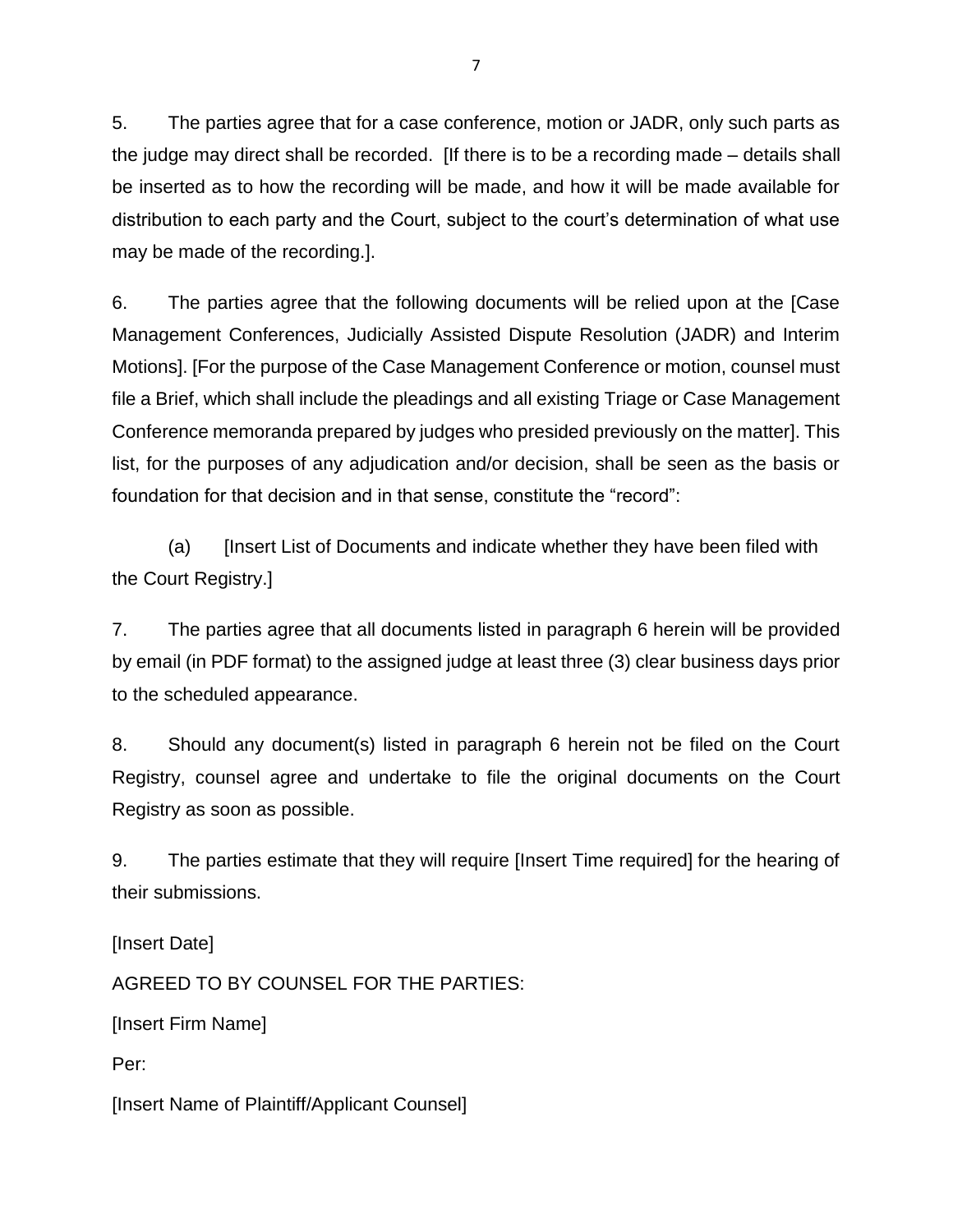5. The parties agree that for a case conference, motion or JADR, only such parts as the judge may direct shall be recorded. [If there is to be a recording made – details shall be inserted as to how the recording will be made, and how it will be made available for distribution to each party and the Court, subject to the court's determination of what use may be made of the recording.].

6. The parties agree that the following documents will be relied upon at the [Case Management Conferences, Judicially Assisted Dispute Resolution (JADR) and Interim Motions]. [For the purpose of the Case Management Conference or motion, counsel must file a Brief, which shall include the pleadings and all existing Triage or Case Management Conference memoranda prepared by judges who presided previously on the matter]. This list, for the purposes of any adjudication and/or decision, shall be seen as the basis or foundation for that decision and in that sense, constitute the "record":

(a) [Insert List of Documents and indicate whether they have been filed with the Court Registry.]

7. The parties agree that all documents listed in paragraph 6 herein will be provided by email (in PDF format) to the assigned judge at least three (3) clear business days prior to the scheduled appearance.

8. Should any document(s) listed in paragraph 6 herein not be filed on the Court Registry, counsel agree and undertake to file the original documents on the Court Registry as soon as possible.

9. The parties estimate that they will require [Insert Time required] for the hearing of their submissions.

[Insert Date]

AGREED TO BY COUNSEL FOR THE PARTIES:

[Insert Firm Name]

Per:

[Insert Name of Plaintiff/Applicant Counsel]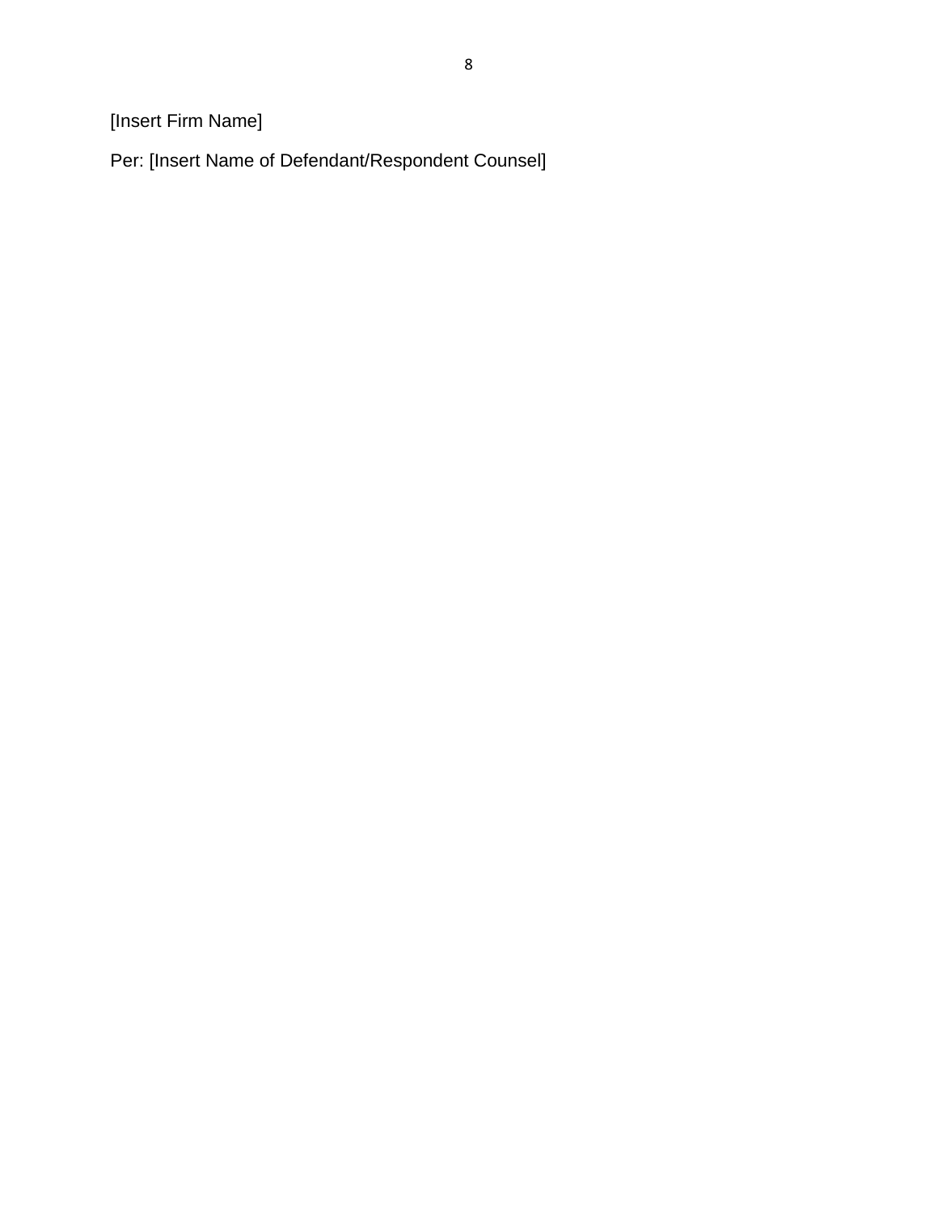[Insert Firm Name]

Per: [Insert Name of Defendant/Respondent Counsel]